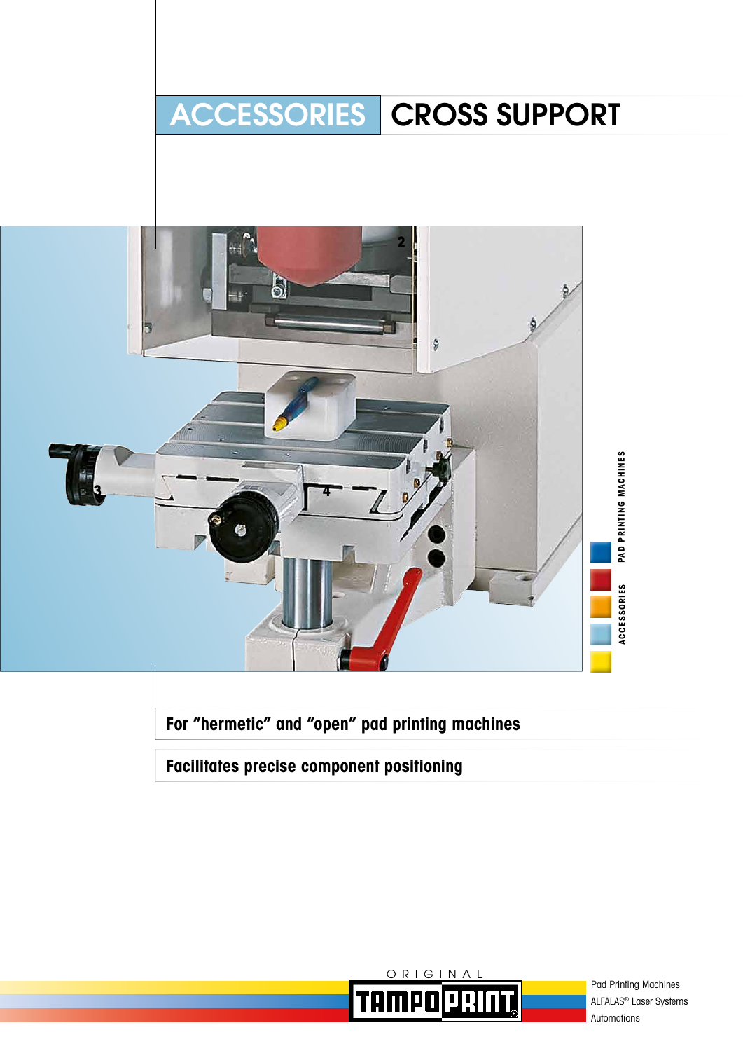# ACCESSORIES CROSS SUPPORT

**For "hermetic" and "open" pad printing machines**

**Facilitates precise component positioning**

PAD PRINTING MACHINES

ACCESSORIES

ORIGINAL TAMPOPRINT

Pad Printing Machines
ALFALAS® Laser Systems
Automations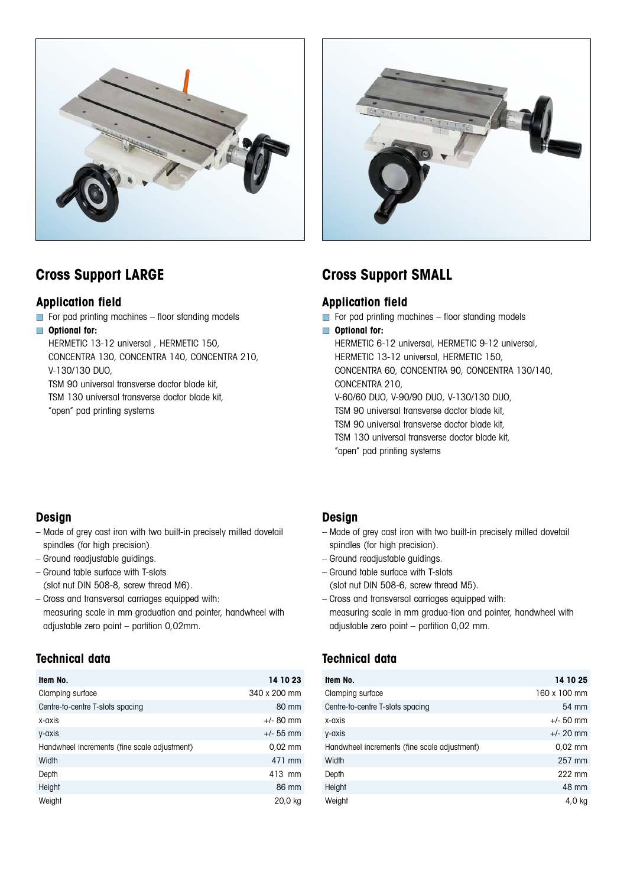## Cross Support LARGE

### Application field

- For pad printing machines – floor standing models
- **Optional for:**
  HERMETIC 13-12 universal , HERMETIC 150,
  CONCENTRA 130, CONCENTRA 140, CONCENTRA 210,
  V-130/130 DUO,
  TSM 90 universal transverse doctor blade kit,
  TSM 130 universal transverse doctor blade kit,
  "open" pad printing systems

### Design

- Made of grey cast iron with two built-in precisely milled dovetail spindles (for high precision).
- Ground readjustable guidings.
- Ground table surface with T-slots (slot nut DIN 508-8, screw thread M6).
- Cross and transversal carriages equipped with: measuring scale in mm graduation and pointer, handwheel with adjustable zero point – partition 0,02mm.

### Technical data

| Item No. | 14 10 23 |
|---|---|
| Clamping surface | 340 x 200 mm |
| Centre-to-centre T-slots spacing | 80 mm |
| x-axis | +/- 80 mm |
| y-axis | +/- 55 mm |
| Handwheel increments (fine scale adjustment) | 0,02 mm |
| Width | 471 mm |
| Depth | 413 mm |
| Height | 86 mm |
| Weight | 20,0 kg |

## Cross Support SMALL

### Application field

- For pad printing machines – floor standing models
- **Optional for:**
  HERMETIC 6-12 universal, HERMETIC 9-12 universal,
  HERMETIC 13-12 universal, HERMETIC 150,
  CONCENTRA 60, CONCENTRA 90, CONCENTRA 130/140,
  CONCENTRA 210,
  V-60/60 DUO, V-90/90 DUO, V-130/130 DUO,
  TSM 90 universal transverse doctor blade kit,
  TSM 90 universal transverse doctor blade kit,
  TSM 130 universal transverse doctor blade kit,
  "open" pad printing systems

### Design

- Made of grey cast iron with two built-in precisely milled dovetail spindles (for high precision).
- Ground readjustable guidings.
- Ground table surface with T-slots (slot nut DIN 508-6, screw thread M5).
- Cross and transversal carriages equipped with: measuring scale in mm gradua-tion and pointer, handwheel with adjustable zero point – partition 0,02 mm.

### Technical data

| Item No. | 14 10 25 |
|---|---|
| Clamping surface | 160 x 100 mm |
| Centre-to-centre T-slots spacing | 54 mm |
| x-axis | +/- 50 mm |
| y-axis | +/- 20 mm |
| Handwheel increments (fine scale adjustment) | 0,02 mm |
| Width | 257 mm |
| Depth | 222 mm |
| Height | 48 mm |
| Weight | 4,0 kg |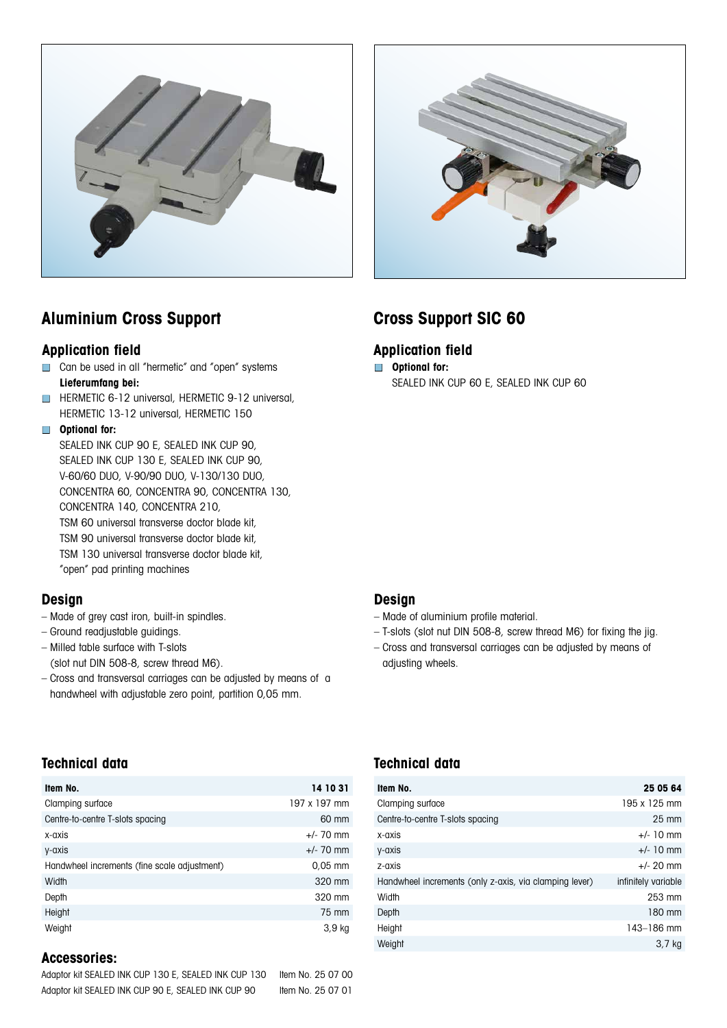## Aluminium Cross Support

### Application field

- Can be used in all "hermetic" and "open" systems

**Lieferumfang bei:**

- HERMETIC 6-12 universal, HERMETIC 9-12 universal, HERMETIC 13-12 universal, HERMETIC 150
- **Optional for:**
  SEALED INK CUP 90 E, SEALED INK CUP 90, SEALED INK CUP 130 E, SEALED INK CUP 90, V-60/60 DUO, V-90/90 DUO, V-130/130 DUO, CONCENTRA 60, CONCENTRA 90, CONCENTRA 130, CONCENTRA 140, CONCENTRA 210, TSM 60 universal transverse doctor blade kit, TSM 90 universal transverse doctor blade kit, TSM 130 universal transverse doctor blade kit, "open" pad printing machines

### Design

- Made of grey cast iron, built-in spindles.
- Ground readjustable guidings.
- Milled table surface with T-slots (slot nut DIN 508-8, screw thread M6).
- Cross and transversal carriages can be adjusted by means of a handwheel with adjustable zero point, partition 0,05 mm.

### Technical data

| Item No. | 14 10 31 |
|---|---|
| Clamping surface | 197 x 197 mm |
| Centre-to-centre T-slots spacing | 60 mm |
| x-axis | +/- 70 mm |
| y-axis | +/- 70 mm |
| Handwheel increments (fine scale adjustment) | 0,05 mm |
| Width | 320 mm |
| Depth | 320 mm |
| Height | 75 mm |
| Weight | 3,9 kg |

### Accessories:

| | |
|---|---|
| Adaptor kit SEALED INK CUP 130 E, SEALED INK CUP 130 | Item No. 25 07 00 |
| Adaptor kit SEALED INK CUP 90 E, SEALED INK CUP 90 | Item No. 25 07 01 |

## Cross Support SIC 60

### Application field

- **Optional for:**
  SEALED INK CUP 60 E, SEALED INK CUP 60

### Design

- Made of aluminium profile material.
- T-slots (slot nut DIN 508-8, screw thread M6) for fixing the jig.
- Cross and transversal carriages can be adjusted by means of adjusting wheels.

### Technical data

| Item No. | 25 05 64 |
|---|---|
| Clamping surface | 195 x 125 mm |
| Centre-to-centre T-slots spacing | 25 mm |
| x-axis | +/- 10 mm |
| y-axis | +/- 10 mm |
| z-axis | +/- 20 mm |
| Handwheel increments (only z-axis, via clamping lever) | infinitely variable |
| Width | 253 mm |
| Depth | 180 mm |
| Height | 143–186 mm |
| Weight | 3,7 kg |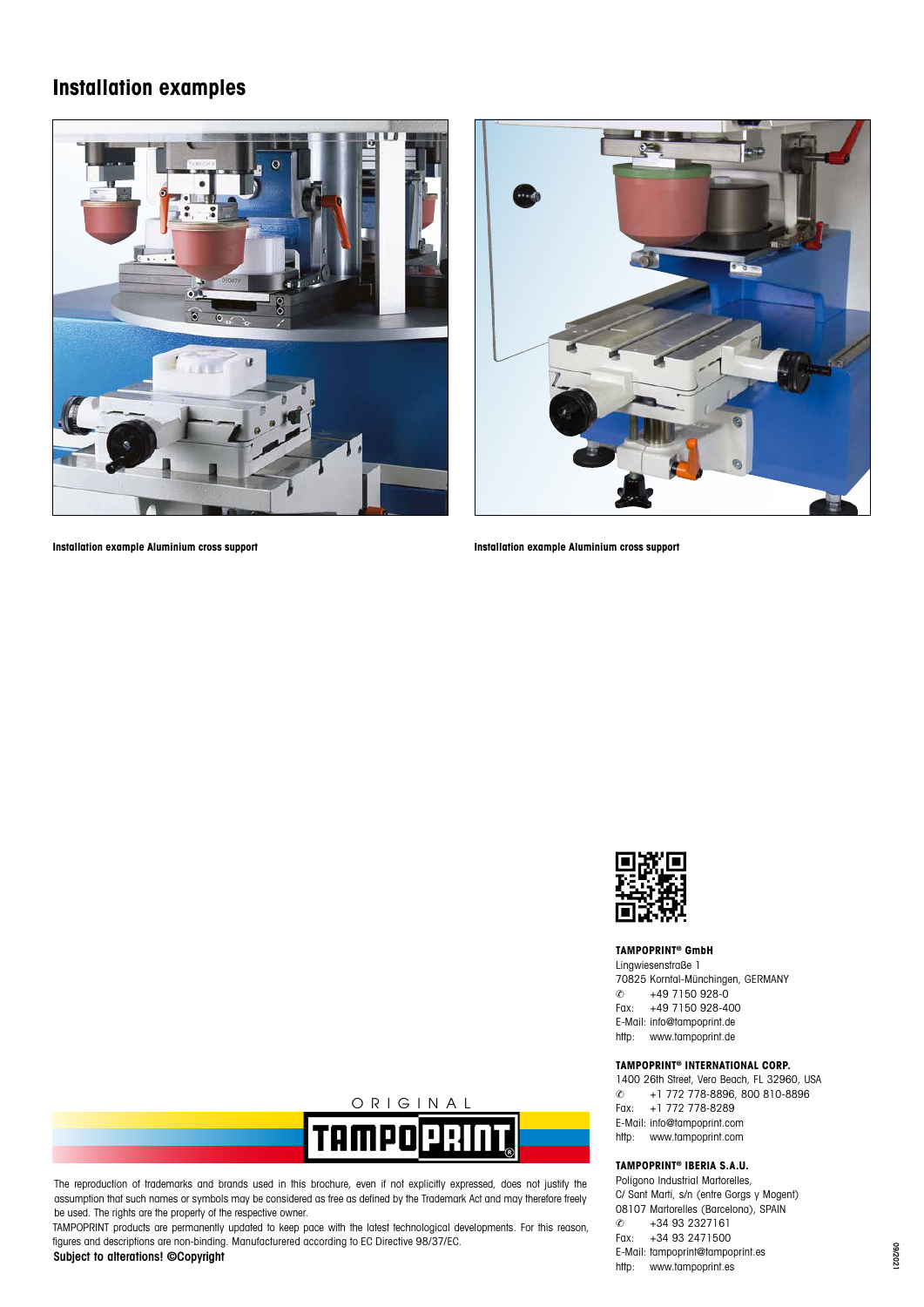# Installation examples

Installation example Aluminium cross support

Installation example Aluminium cross support

ORIGINAL

TAMPOPRINT®

The reproduction of trademarks and brands used in this brochure, even if not explicitly expressed, does not justify the assumption that such names or symbols may be considered as free as defined by the Trademark Act and may therefore freely be used. The rights are the property of the respective owner.

TAMPOPRINT products are permanently updated to keep pace with the latest technological developments. For this reason, figures and descriptions are non-binding. Manufacturered according to EC Directive 98/37/EC.

**Subject to alterations! ©Copyright**

**TAMPOPRINT® GmbH**
Lingwiesenstraße 1
70825 Korntal-Münchingen, GERMANY
✆ +49 7150 928-0
Fax: +49 7150 928-400
E-Mail: info@tampoprint.de
http: www.tampoprint.de

**TAMPOPRINT® INTERNATIONAL CORP.**
1400 26th Street, Vero Beach, FL 32960, USA
✆ +1 772 778-8896, 800 810-8896
Fax: +1 772 778-8289
E-Mail: info@tampoprint.com
http: www.tampoprint.com

**TAMPOPRINT® IBERIA S.A.U.**
Polígono Industrial Martorelles,
C/ Sant Martí, s/n (entre Gorgs y Mogent)
08107 Martorelles (Barcelona), SPAIN
✆ +34 93 2327161
Fax: +34 93 2471500
E-Mail: tampoprint@tampoprint.es
http: www.tampoprint.es

09/2021